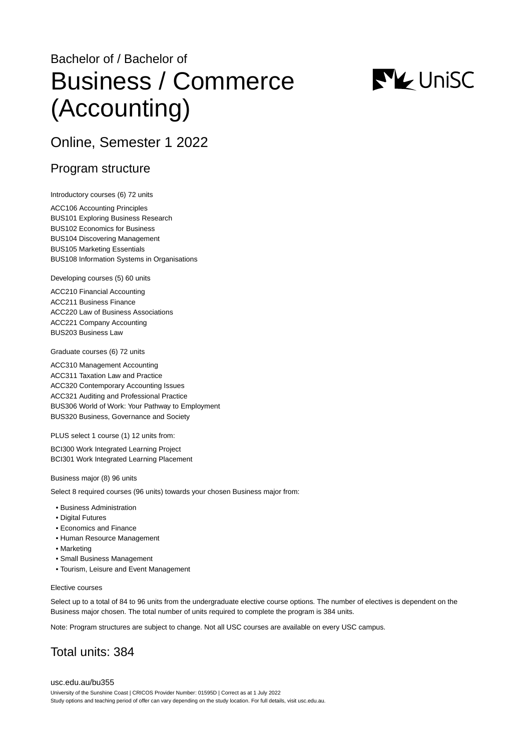Bachelor of / Bachelor of

# Business / Commerce (Accounting)

## Online, Semester 1 2022

## Program structure

Introductory courses (6) 72 units

ACC106 Accounting Principles
BUS101 Exploring Business Research
BUS102 Economics for Business
BUS104 Discovering Management
BUS105 Marketing Essentials
BUS108 Information Systems in Organisations

Developing courses (5) 60 units

ACC210 Financial Accounting
ACC211 Business Finance
ACC220 Law of Business Associations
ACC221 Company Accounting
BUS203 Business Law

Graduate courses (6) 72 units

ACC310 Management Accounting
ACC311 Taxation Law and Practice
ACC320 Contemporary Accounting Issues
ACC321 Auditing and Professional Practice
BUS306 World of Work: Your Pathway to Employment
BUS320 Business, Governance and Society

PLUS select 1 course (1) 12 units from:

BCI300 Work Integrated Learning Project
BCI301 Work Integrated Learning Placement

Business major (8) 96 units

Select 8 required courses (96 units) towards your chosen Business major from:

- Business Administration
- Digital Futures
- Economics and Finance
- Human Resource Management
- Marketing
- Small Business Management
- Tourism, Leisure and Event Management

Elective courses

Select up to a total of 84 to 96 units from the undergraduate elective course options. The number of electives is dependent on the Business major chosen. The total number of units required to complete the program is 384 units.

Note: Program structures are subject to change. Not all USC courses are available on every USC campus.

## Total units: 384

usc.edu.au/bu355

University of the Sunshine Coast | CRICOS Provider Number: 01595D | Correct as at 1 July 2022
Study options and teaching period of offer can vary depending on the study location. For full details, visit usc.edu.au.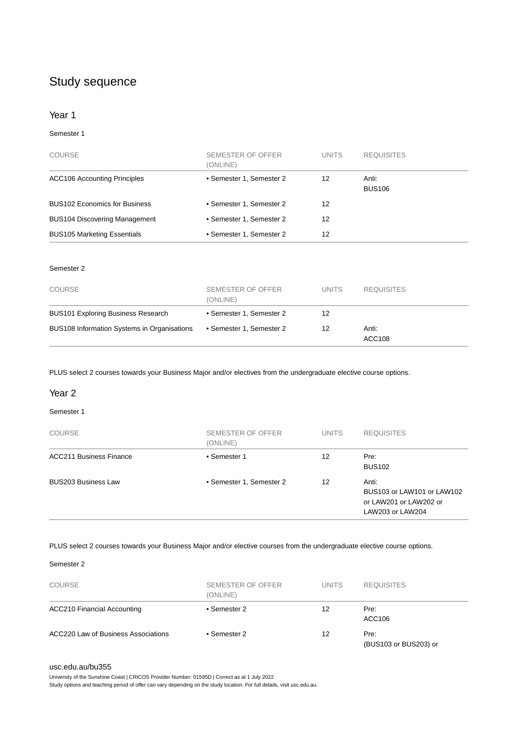## Study sequence

### Year 1

Semester 1

| COURSE | SEMESTER OF OFFER (ONLINE) | UNITS | REQUISITES |
|---|---|---|---|
| ACC106 Accounting Principles | • Semester 1, Semester 2 | 12 | Anti: BUS106 |
| BUS102 Economics for Business | • Semester 1, Semester 2 | 12 | |
| BUS104 Discovering Management | • Semester 1, Semester 2 | 12 | |
| BUS105 Marketing Essentials | • Semester 1, Semester 2 | 12 | |

Semester 2

| COURSE | SEMESTER OF OFFER (ONLINE) | UNITS | REQUISITES |
|---|---|---|---|
| BUS101 Exploring Business Research | • Semester 1, Semester 2 | 12 | |
| BUS108 Information Systems in Organisations | • Semester 1, Semester 2 | 12 | Anti: ACC108 |

PLUS select 2 courses towards your Business Major and/or electives from the undergraduate elective course options.

### Year 2

Semester 1

| COURSE | SEMESTER OF OFFER (ONLINE) | UNITS | REQUISITES |
|---|---|---|---|
| ACC211 Business Finance | • Semester 1 | 12 | Pre: BUS102 |
| BUS203 Business Law | • Semester 1, Semester 2 | 12 | Anti: BUS103 or LAW101 or LAW102 or LAW201 or LAW202 or LAW203 or LAW204 |

PLUS select 2 courses towards your Business Major and/or elective courses from the undergraduate elective course options.

Semester 2

| COURSE | SEMESTER OF OFFER (ONLINE) | UNITS | REQUISITES |
|---|---|---|---|
| ACC210 Financial Accounting | • Semester 2 | 12 | Pre: ACC106 |
| ACC220 Law of Business Associations | • Semester 2 | 12 | Pre: (BUS103 or BUS203) or |

usc.edu.au/bu355

University of the Sunshine Coast | CRICOS Provider Number: 01595D | Correct as at 1 July 2022
Study options and teaching period of offer can vary depending on the study location. For full details, visit usc.edu.au.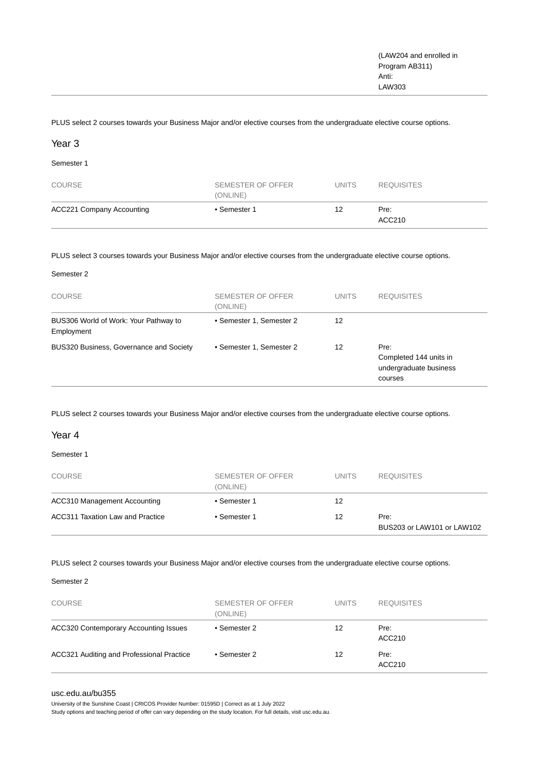| | | | (LAW204 and enrolled in Program AB311)<br>Anti:<br>LAW303 |
|---|---|---|---|

PLUS select 2 courses towards your Business Major and/or elective courses from the undergraduate elective course options.

## Year 3

Semester 1

| COURSE | SEMESTER OF OFFER (ONLINE) | UNITS | REQUISITES |
|---|---|---|---|
| ACC221 Company Accounting | • Semester 1 | 12 | Pre:<br>ACC210 |

PLUS select 3 courses towards your Business Major and/or elective courses from the undergraduate elective course options.

Semester 2

| COURSE | SEMESTER OF OFFER (ONLINE) | UNITS | REQUISITES |
|---|---|---|---|
| BUS306 World of Work: Your Pathway to Employment | • Semester 1, Semester 2 | 12 | |
| BUS320 Business, Governance and Society | • Semester 1, Semester 2 | 12 | Pre:<br>Completed 144 units in undergraduate business courses |

PLUS select 2 courses towards your Business Major and/or elective courses from the undergraduate elective course options.

## Year 4

Semester 1

| COURSE | SEMESTER OF OFFER (ONLINE) | UNITS | REQUISITES |
|---|---|---|---|
| ACC310 Management Accounting | • Semester 1 | 12 | |
| ACC311 Taxation Law and Practice | • Semester 1 | 12 | Pre:<br>BUS203 or LAW101 or LAW102 |

PLUS select 2 courses towards your Business Major and/or elective courses from the undergraduate elective course options.

Semester 2

| COURSE | SEMESTER OF OFFER (ONLINE) | UNITS | REQUISITES |
|---|---|---|---|
| ACC320 Contemporary Accounting Issues | • Semester 2 | 12 | Pre:<br>ACC210 |
| ACC321 Auditing and Professional Practice | • Semester 2 | 12 | Pre:<br>ACC210 |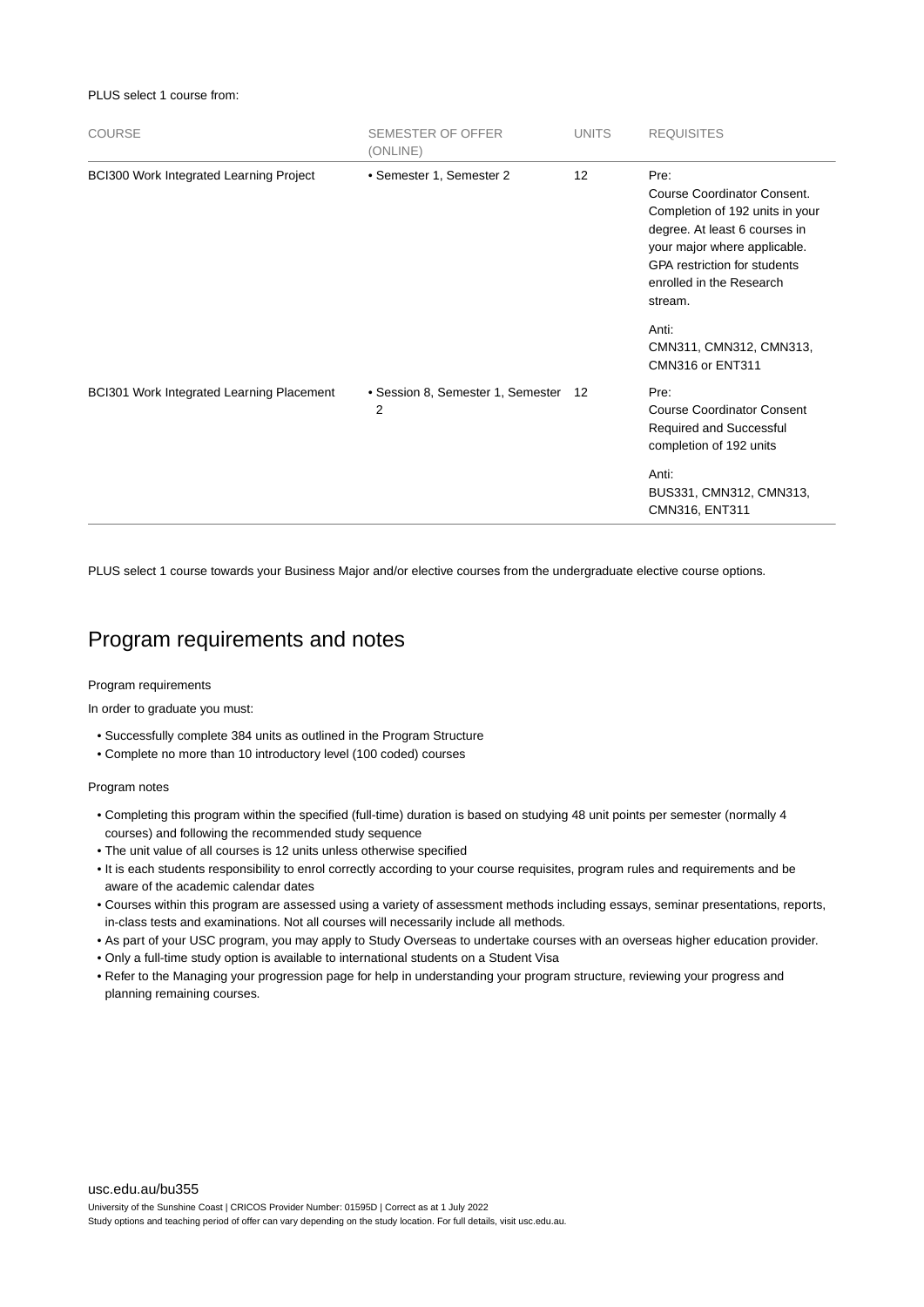PLUS select 1 course from:

| COURSE | SEMESTER OF OFFER (ONLINE) | UNITS | REQUISITES |
|---|---|---|---|
| BCI300 Work Integrated Learning Project | • Semester 1, Semester 2 | 12 | Pre: Course Coordinator Consent. Completion of 192 units in your degree. At least 6 courses in your major where applicable. GPA restriction for students enrolled in the Research stream.<br><br>Anti: CMN311, CMN312, CMN313, CMN316 or ENT311 |
| BCI301 Work Integrated Learning Placement | • Session 8, Semester 1, Semester 2 | 12 | Pre: Course Coordinator Consent Required and Successful completion of 192 units<br><br>Anti: BUS331, CMN312, CMN313, CMN316, ENT311 |

PLUS select 1 course towards your Business Major and/or elective courses from the undergraduate elective course options.

## Program requirements and notes

Program requirements

In order to graduate you must:

- Successfully complete 384 units as outlined in the Program Structure
- Complete no more than 10 introductory level (100 coded) courses

Program notes

- Completing this program within the specified (full-time) duration is based on studying 48 unit points per semester (normally 4 courses) and following the recommended study sequence
- The unit value of all courses is 12 units unless otherwise specified
- It is each students responsibility to enrol correctly according to your course requisites, program rules and requirements and be aware of the academic calendar dates
- Courses within this program are assessed using a variety of assessment methods including essays, seminar presentations, reports, in-class tests and examinations. Not all courses will necessarily include all methods.
- As part of your USC program, you may apply to Study Overseas to undertake courses with an overseas higher education provider.
- Only a full-time study option is available to international students on a Student Visa
- Refer to the Managing your progression page for help in understanding your program structure, reviewing your progress and planning remaining courses.